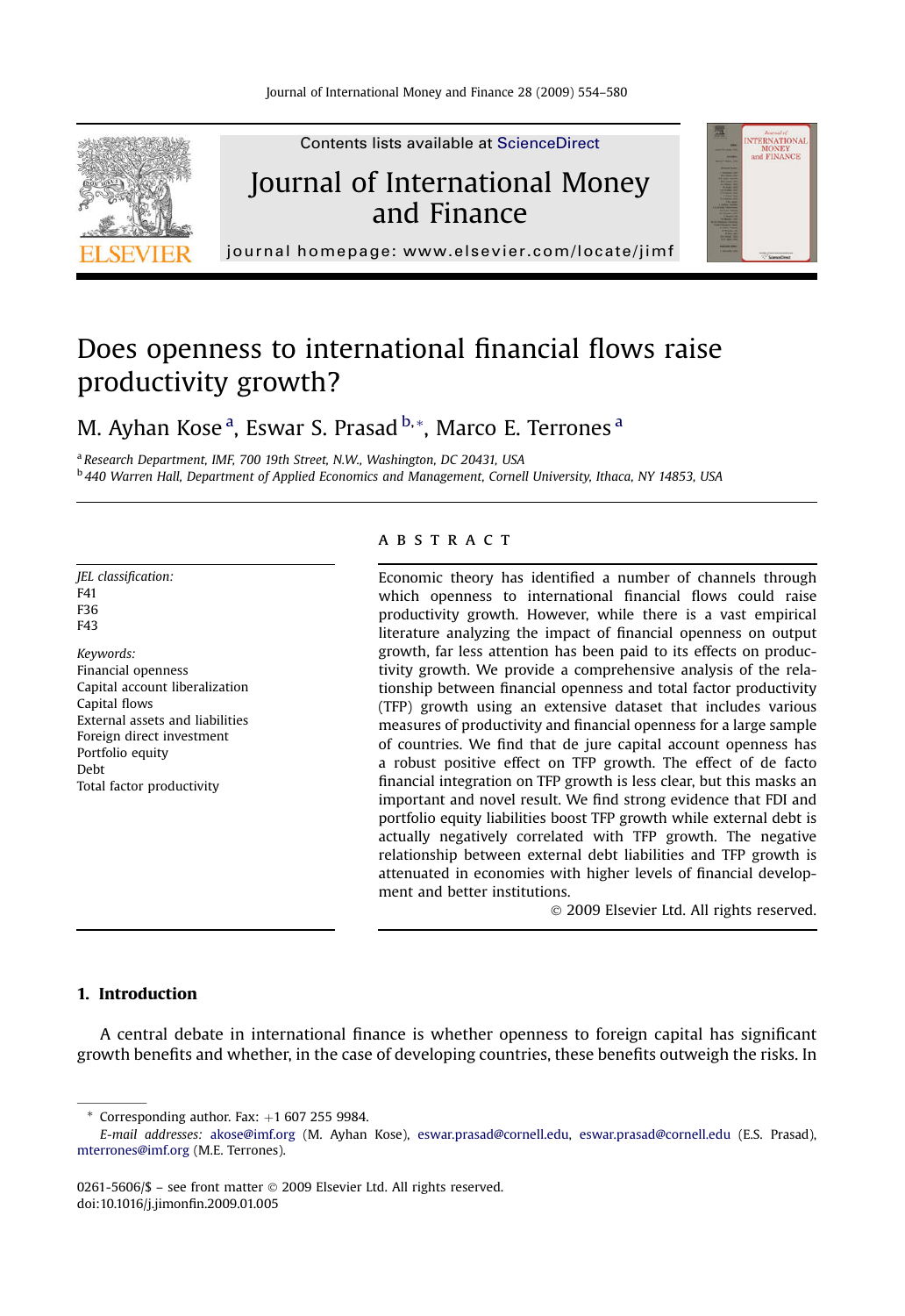# Does openness to international financial flows raise productivity growth?

M. Ayhan Kose [a], Eswar S. Prasad [b,*], Marco E. Terrones [a]

[a] Research Department, IMF, 700 19th Street, N.W., Washington, DC 20431, USA
[b] 440 Warren Hall, Department of Applied Economics and Management, Cornell University, Ithaca, NY 14853, USA

*JEL classification:*
F41
F36
F43

*Keywords:*
Financial openness
Capital account liberalization
Capital flows
External assets and liabilities
Foreign direct investment
Portfolio equity
Debt
Total factor productivity

## ABSTRACT

Economic theory has identified a number of channels through which openness to international financial flows could raise productivity growth. However, while there is a vast empirical literature analyzing the impact of financial openness on output growth, far less attention has been paid to its effects on productivity growth. We provide a comprehensive analysis of the relationship between financial openness and total factor productivity (TFP) growth using an extensive dataset that includes various measures of productivity and financial openness for a large sample of countries. We find that de jure capital account openness has a robust positive effect on TFP growth. The effect of de facto financial integration on TFP growth is less clear, but this masks an important and novel result. We find strong evidence that FDI and portfolio equity liabilities boost TFP growth while external debt is actually negatively correlated with TFP growth. The negative relationship between external debt liabilities and TFP growth is attenuated in economies with higher levels of financial development and better institutions.

© 2009 Elsevier Ltd. All rights reserved.

## 1. Introduction

A central debate in international finance is whether openness to foreign capital has significant growth benefits and whether, in the case of developing countries, these benefits outweigh the risks. In

---

* Corresponding author. Fax: +1 607 255 9984.
*E-mail addresses:* akose@imf.org (M. Ayhan Kose), eswar.prasad@cornell.edu, eswar.prasad@cornell.edu (E.S. Prasad), mterrones@imf.org (M.E. Terrones).

0261-5606/$ – see front matter © 2009 Elsevier Ltd. All rights reserved.
doi:10.1016/j.jimonfin.2009.01.005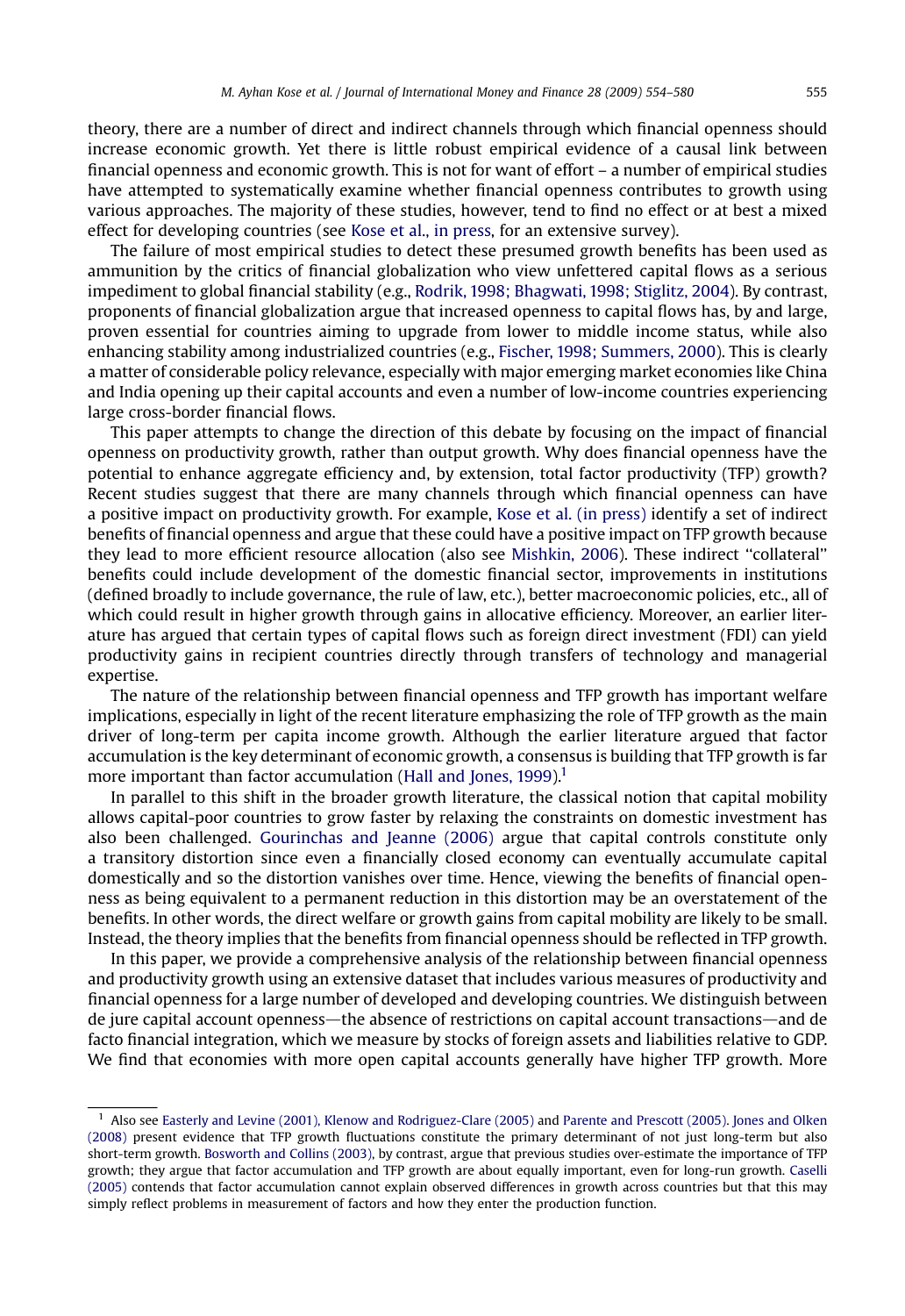theory, there are a number of direct and indirect channels through which financial openness should increase economic growth. Yet there is little robust empirical evidence of a causal link between financial openness and economic growth. This is not for want of effort – a number of empirical studies have attempted to systematically examine whether financial openness contributes to growth using various approaches. The majority of these studies, however, tend to find no effect or at best a mixed effect for developing countries (see Kose et al., in press, for an extensive survey).

The failure of most empirical studies to detect these presumed growth benefits has been used as ammunition by the critics of financial globalization who view unfettered capital flows as a serious impediment to global financial stability (e.g., Rodrik, 1998; Bhagwati, 1998; Stiglitz, 2004). By contrast, proponents of financial globalization argue that increased openness to capital flows has, by and large, proven essential for countries aiming to upgrade from lower to middle income status, while also enhancing stability among industrialized countries (e.g., Fischer, 1998; Summers, 2000). This is clearly a matter of considerable policy relevance, especially with major emerging market economies like China and India opening up their capital accounts and even a number of low-income countries experiencing large cross-border financial flows.

This paper attempts to change the direction of this debate by focusing on the impact of financial openness on productivity growth, rather than output growth. Why does financial openness have the potential to enhance aggregate efficiency and, by extension, total factor productivity (TFP) growth? Recent studies suggest that there are many channels through which financial openness can have a positive impact on productivity growth. For example, Kose et al. (in press) identify a set of indirect benefits of financial openness and argue that these could have a positive impact on TFP growth because they lead to more efficient resource allocation (also see Mishkin, 2006). These indirect "collateral" benefits could include development of the domestic financial sector, improvements in institutions (defined broadly to include governance, the rule of law, etc.), better macroeconomic policies, etc., all of which could result in higher growth through gains in allocative efficiency. Moreover, an earlier literature has argued that certain types of capital flows such as foreign direct investment (FDI) can yield productivity gains in recipient countries directly through transfers of technology and managerial expertise.

The nature of the relationship between financial openness and TFP growth has important welfare implications, especially in light of the recent literature emphasizing the role of TFP growth as the main driver of long-term per capita income growth. Although the earlier literature argued that factor accumulation is the key determinant of economic growth, a consensus is building that TFP growth is far more important than factor accumulation (Hall and Jones, 1999).[1]

In parallel to this shift in the broader growth literature, the classical notion that capital mobility allows capital-poor countries to grow faster by relaxing the constraints on domestic investment has also been challenged. Gourinchas and Jeanne (2006) argue that capital controls constitute only a transitory distortion since even a financially closed economy can eventually accumulate capital domestically and so the distortion vanishes over time. Hence, viewing the benefits of financial openness as being equivalent to a permanent reduction in this distortion may be an overstatement of the benefits. In other words, the direct welfare or growth gains from capital mobility are likely to be small. Instead, the theory implies that the benefits from financial openness should be reflected in TFP growth.

In this paper, we provide a comprehensive analysis of the relationship between financial openness and productivity growth using an extensive dataset that includes various measures of productivity and financial openness for a large number of developed and developing countries. We distinguish between de jure capital account openness—the absence of restrictions on capital account transactions—and de facto financial integration, which we measure by stocks of foreign assets and liabilities relative to GDP. We find that economies with more open capital accounts generally have higher TFP growth. More

[1] Also see Easterly and Levine (2001), Klenow and Rodriguez-Clare (2005) and Parente and Prescott (2005). Jones and Olken (2008) present evidence that TFP growth fluctuations constitute the primary determinant of not just long-term but also short-term growth. Bosworth and Collins (2003), by contrast, argue that previous studies over-estimate the importance of TFP growth; they argue that factor accumulation and TFP growth are about equally important, even for long-run growth. Caselli (2005) contends that factor accumulation cannot explain observed differences in growth across countries but that this may simply reflect problems in measurement of factors and how they enter the production function.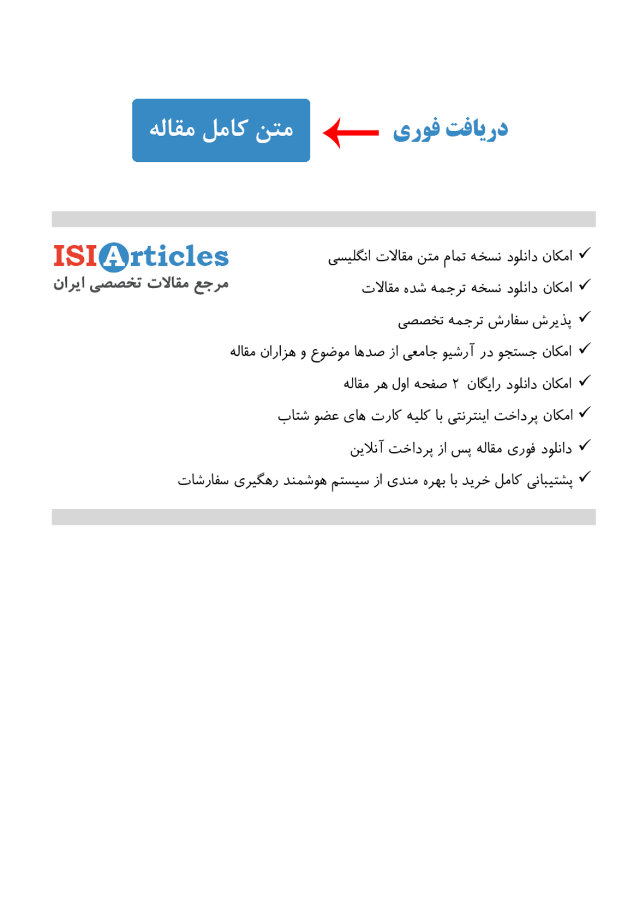دریافت فوری ← **متن کامل مقاله**

**ISIArticles**
مرجع مقالات تخصصی ایران

- ✓ امکان دانلود نسخه تمام متن مقالات انگلیسی
- ✓ امکان دانلود نسخه ترجمه شده مقالات
- ✓ پذیرش سفارش ترجمه تخصصی
- ✓ امکان جستجو در آرشیو جامعی از صدها موضوع و هزاران مقاله
- ✓ امکان دانلود رایگان ۲ صفحه اول هر مقاله
- ✓ امکان پرداخت اینترنتی با کلیه کارت های عضو شتاب
- ✓ دانلود فوری مقاله پس از پرداخت آنلاین
- ✓ پشتیبانی کامل خرید با بهره مندی از سیستم هوشمند رهگیری سفارشات